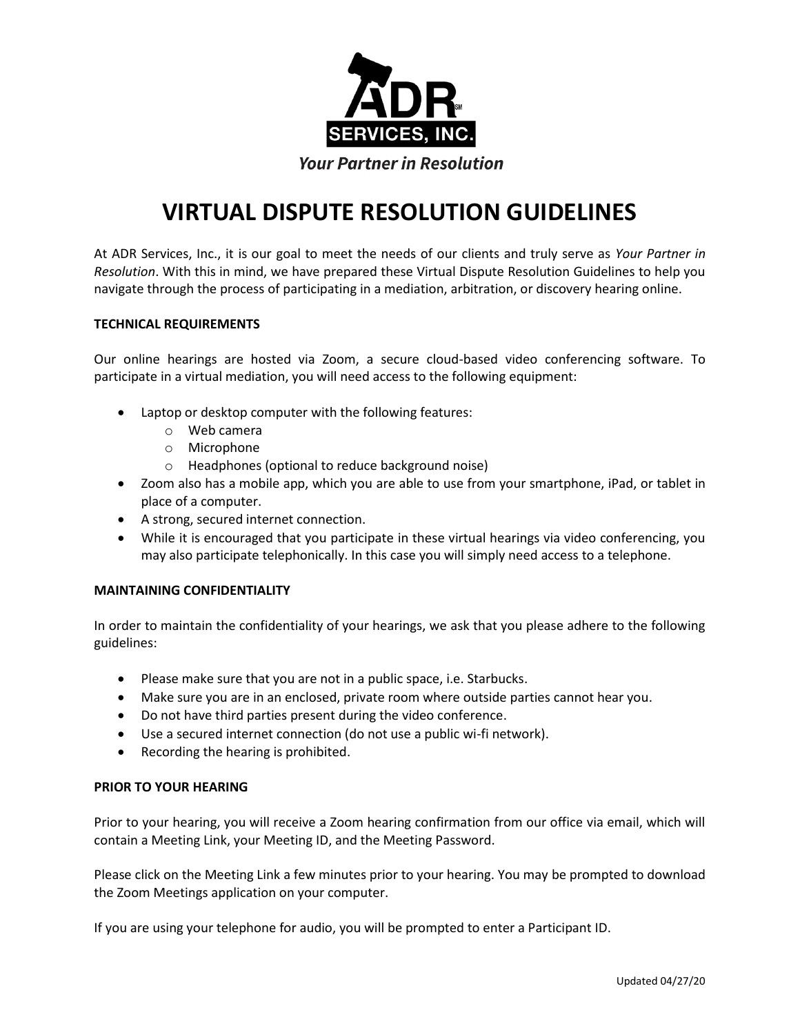ADR SERVICES, INC.

*Your Partner in Resolution*

# VIRTUAL DISPUTE RESOLUTION GUIDELINES

At ADR Services, Inc., it is our goal to meet the needs of our clients and truly serve as *Your Partner in Resolution*. With this in mind, we have prepared these Virtual Dispute Resolution Guidelines to help you navigate through the process of participating in a mediation, arbitration, or discovery hearing online.

**TECHNICAL REQUIREMENTS**

Our online hearings are hosted via Zoom, a secure cloud-based video conferencing software. To participate in a virtual mediation, you will need access to the following equipment:

- Laptop or desktop computer with the following features:
  - Web camera
  - Microphone
  - Headphones (optional to reduce background noise)
- Zoom also has a mobile app, which you are able to use from your smartphone, iPad, or tablet in place of a computer.
- A strong, secured internet connection.
- While it is encouraged that you participate in these virtual hearings via video conferencing, you may also participate telephonically. In this case you will simply need access to a telephone.

**MAINTAINING CONFIDENTIALITY**

In order to maintain the confidentiality of your hearings, we ask that you please adhere to the following guidelines:

- Please make sure that you are not in a public space, i.e. Starbucks.
- Make sure you are in an enclosed, private room where outside parties cannot hear you.
- Do not have third parties present during the video conference.
- Use a secured internet connection (do not use a public wi-fi network).
- Recording the hearing is prohibited.

**PRIOR TO YOUR HEARING**

Prior to your hearing, you will receive a Zoom hearing confirmation from our office via email, which will contain a Meeting Link, your Meeting ID, and the Meeting Password.

Please click on the Meeting Link a few minutes prior to your hearing. You may be prompted to download the Zoom Meetings application on your computer.

If you are using your telephone for audio, you will be prompted to enter a Participant ID.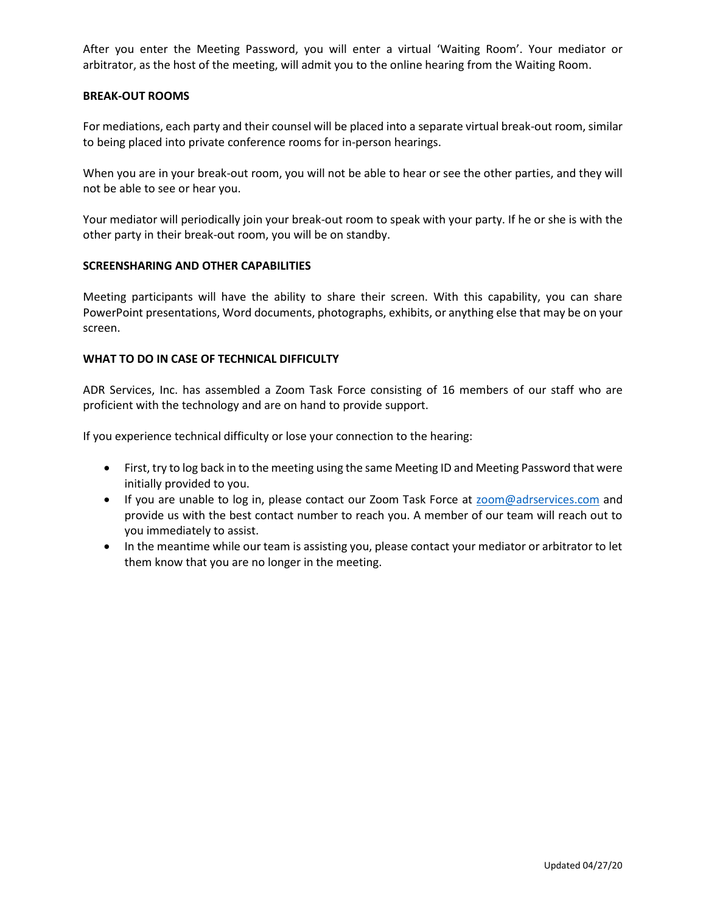After you enter the Meeting Password, you will enter a virtual 'Waiting Room'. Your mediator or arbitrator, as the host of the meeting, will admit you to the online hearing from the Waiting Room.

**BREAK-OUT ROOMS**

For mediations, each party and their counsel will be placed into a separate virtual break-out room, similar to being placed into private conference rooms for in-person hearings.

When you are in your break-out room, you will not be able to hear or see the other parties, and they will not be able to see or hear you.

Your mediator will periodically join your break-out room to speak with your party. If he or she is with the other party in their break-out room, you will be on standby.

**SCREENSHARING AND OTHER CAPABILITIES**

Meeting participants will have the ability to share their screen. With this capability, you can share PowerPoint presentations, Word documents, photographs, exhibits, or anything else that may be on your screen.

**WHAT TO DO IN CASE OF TECHNICAL DIFFICULTY**

ADR Services, Inc. has assembled a Zoom Task Force consisting of 16 members of our staff who are proficient with the technology and are on hand to provide support.

If you experience technical difficulty or lose your connection to the hearing:

- First, try to log back in to the meeting using the same Meeting ID and Meeting Password that were initially provided to you.
- If you are unable to log in, please contact our Zoom Task Force at zoom@adrservices.com and provide us with the best contact number to reach you. A member of our team will reach out to you immediately to assist.
- In the meantime while our team is assisting you, please contact your mediator or arbitrator to let them know that you are no longer in the meeting.

Updated 04/27/20